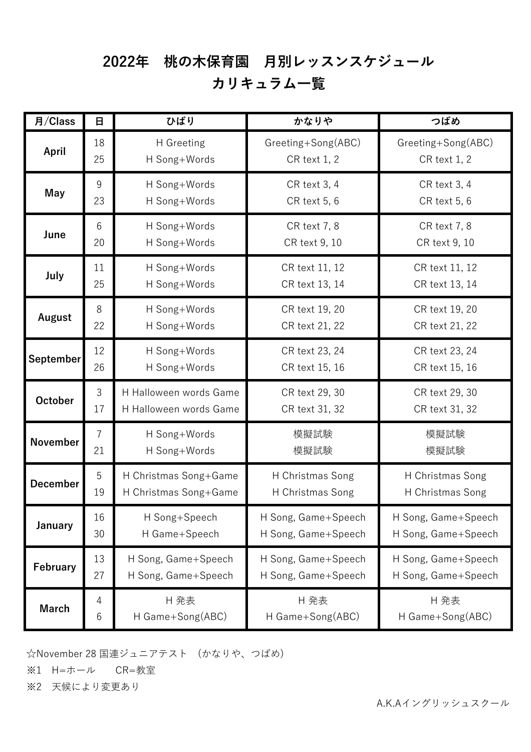# 2022年　桃の木保育園　月別レッスンスケジュール
# カリキュラム一覧

| 月/Class | 日 | ひばり | かなりや | つばめ |
|---|---|---|---|---|
| April | 18 | H Greeting | Greeting+Song(ABC) | Greeting+Song(ABC) |
| | 25 | H Song+Words | CR text 1, 2 | CR text 1, 2 |
| May | 9 | H Song+Words | CR text 3, 4 | CR text 3, 4 |
| | 23 | H Song+Words | CR text 5, 6 | CR text 5, 6 |
| June | 6 | H Song+Words | CR text 7, 8 | CR text 7, 8 |
| | 20 | H Song+Words | CR text 9, 10 | CR text 9, 10 |
| July | 11 | H Song+Words | CR text 11, 12 | CR text 11, 12 |
| | 25 | H Song+Words | CR text 13, 14 | CR text 13, 14 |
| August | 8 | H Song+Words | CR text 19, 20 | CR text 19, 20 |
| | 22 | H Song+Words | CR text 21, 22 | CR text 21, 22 |
| September | 12 | H Song+Words | CR text 23, 24 | CR text 23, 24 |
| | 26 | H Song+Words | CR text 15, 16 | CR text 15, 16 |
| October | 3 | H Halloween words Game | CR text 29, 30 | CR text 29, 30 |
| | 17 | H Halloween words Game | CR text 31, 32 | CR text 31, 32 |
| November | 7 | H Song+Words | 模擬試験 | 模擬試験 |
| | 21 | H Song+Words | 模擬試験 | 模擬試験 |
| December | 5 | H Christmas Song+Game | H Christmas Song | H Christmas Song |
| | 19 | H Christmas Song+Game | H Christmas Song | H Christmas Song |
| January | 16 | H Song+Speech | H Song, Game+Speech | H Song, Game+Speech |
| | 30 | H Game+Speech | H Song, Game+Speech | H Song, Game+Speech |
| February | 13 | H Song, Game+Speech | H Song, Game+Speech | H Song, Game+Speech |
| | 27 | H Song, Game+Speech | H Song, Game+Speech | H Song, Game+Speech |
| March | 4 | H 発表 | H 発表 | H 発表 |
| | 6 | H Game+Song(ABC) | H Game+Song(ABC) | H Game+Song(ABC) |

☆November 28 国連ジュニアテスト　（かなりや、つばめ）

※1　H=ホール　　CR=教室

※2　天候により変更あり

A.K.Aイングリッシュスクール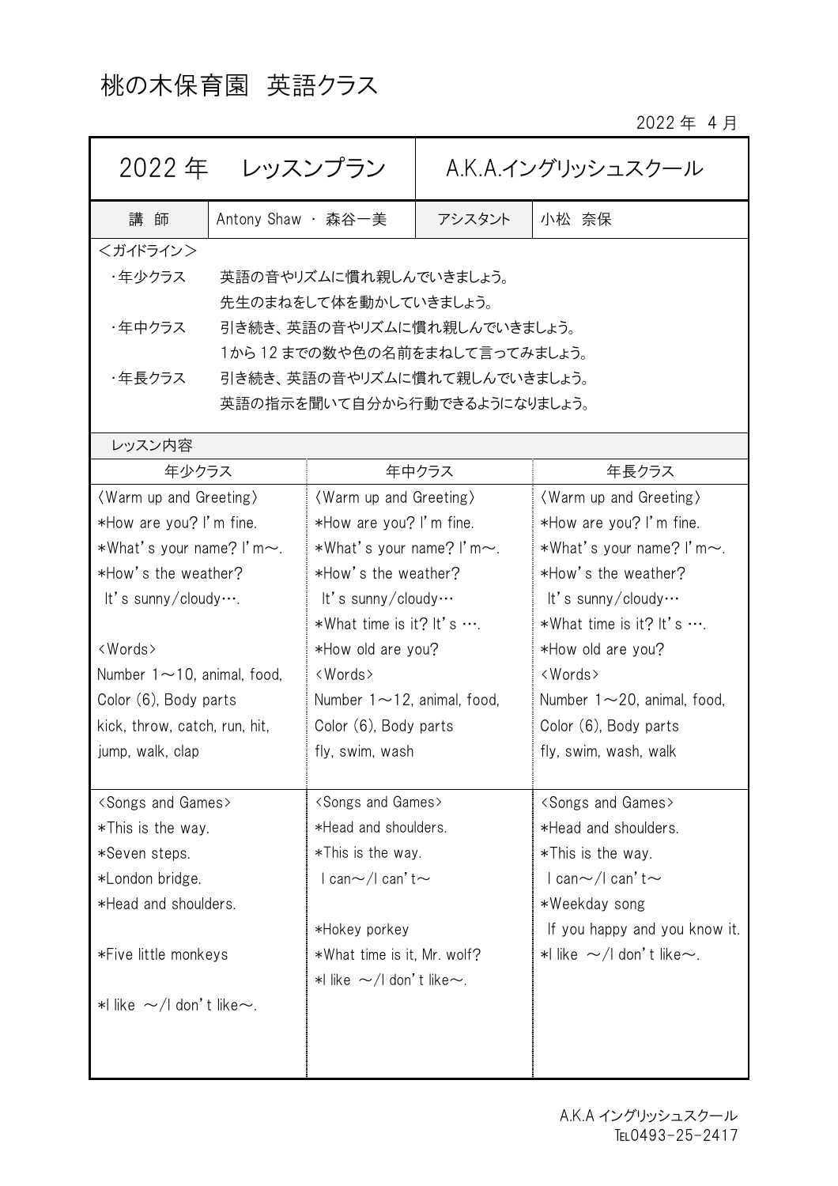# 桃の木保育園　英語クラス

2022 年　4 月

| 2022 年　レッスンプラン | | A.K.A.イングリッシュスクール | |
|---|---|---|---|
| 講　師 | Antony Shaw ・ 森谷一美 | アシスタント | 小松　奈保 |

＜ガイドライン＞

- ・年少クラス　英語の音やリズムに慣れ親しんでいきましょう。
  先生のまねをして体を動かしていきましょう。
- ・年中クラス　引き続き、英語の音やリズムに慣れ親しんでいきましょう。
  1から 12 までの数や色の名前をまねして言ってみましょう。
- ・年長クラス　引き続き、英語の音やリズムに慣れて親しんでいきましょう。
  英語の指示を聞いて自分から行動できるようになりましょう。

レッスン内容

| 年少クラス | 年中クラス | 年長クラス |
|---|---|---|
| 〈Warm up and Greeting〉<br>*How are you? I'm fine.<br>*What's your name? I'm～.<br>*How's the weather?<br>It's sunny/cloudy….<br><br><Words><br>Number 1～10, animal, food,<br>Color (6), Body parts<br>kick, throw, catch, run, hit,<br>jump, walk, clap | 〈Warm up and Greeting〉<br>*How are you? I'm fine.<br>*What's your name? I'm～.<br>*How's the weather?<br>It's sunny/cloudy…<br>*What time is it? It's ….<br>*How old are you?<br><Words><br>Number 1～12, animal, food,<br>Color (6), Body parts<br>fly, swim, wash | 〈Warm up and Greeting〉<br>*How are you? I'm fine.<br>*What's your name? I'm～.<br>*How's the weather?<br>It's sunny/cloudy…<br>*What time is it? It's ….<br>*How old are you?<br><Words><br>Number 1～20, animal, food,<br>Color (6), Body parts<br>fly, swim, wash, walk |
| <Songs and Games><br>*This is the way.<br>*Seven steps.<br>*London bridge.<br>*Head and shoulders.<br><br>*Five little monkeys<br><br>*I like ～/I don't like～. | <Songs and Games><br>*Head and shoulders.<br>*This is the way.<br>I can～/I can't～<br><br>*Hokey porkey<br>*What time is it, Mr. wolf?<br>*I like ～/I don't like～. | <Songs and Games><br>*Head and shoulders.<br>*This is the way.<br>I can～/I can't～<br>*Weekday song<br>If you happy and you know it.<br>*I like ～/I don't like～. |

A.K.A イングリッシュスクール
TEL0493-25-2417